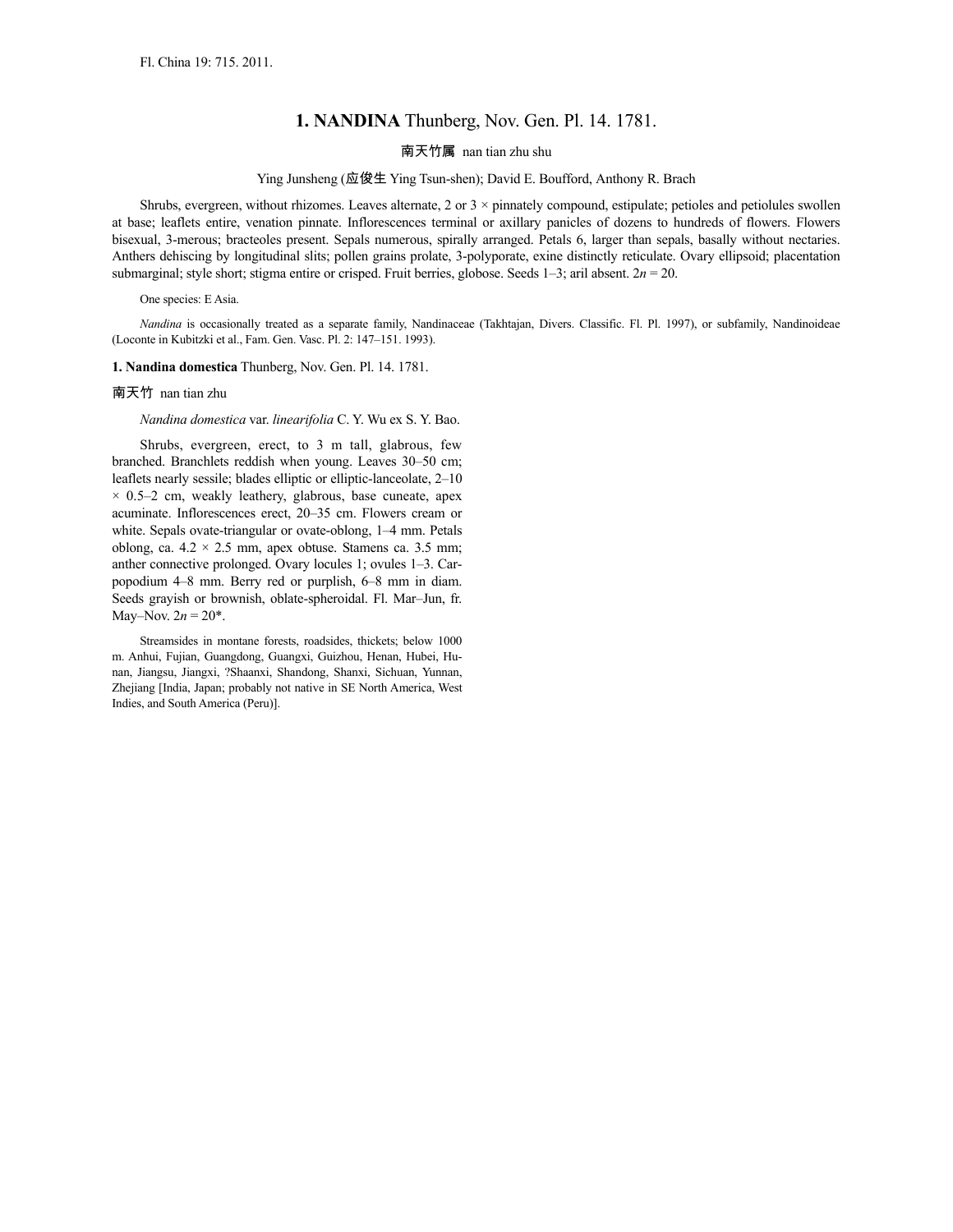Fl. China 19: 715. 2011.

# 1. **NANDINA** Thunberg, Nov. Gen. Pl. 14. 1781.

南天竹属 nan tian zhu shu

Ying Junsheng (应俊生 Ying Tsun-shen); David E. Boufford, Anthony R. Brach

Shrubs, evergreen, without rhizomes. Leaves alternate, 2 or 3 × pinnately compound, estipulate; petioles and petiolules swollen at base; leaflets entire, venation pinnate. Inflorescences terminal or axillary panicles of dozens to hundreds of flowers. Flowers bisexual, 3-merous; bracteoles present. Sepals numerous, spirally arranged. Petals 6, larger than sepals, basally without nectaries. Anthers dehiscing by longitudinal slits; pollen grains prolate, 3-polyporate, exine distinctly reticulate. Ovary ellipsoid; placentation submarginal; style short; stigma entire or crisped. Fruit berries, globose. Seeds 1–3; aril absent. $2n = 20$.

One species: E Asia.

*Nandina* is occasionally treated as a separate family, Nandinaceae (Takhtajan, Divers. Classific. Fl. Pl. 1997), or subfamily, Nandinoideae (Loconte in Kubitzki et al., Fam. Gen. Vasc. Pl. 2: 147–151. 1993).

**1. Nandina domestica** Thunberg, Nov. Gen. Pl. 14. 1781.

南天竹 nan tian zhu

*Nandina domestica* var. *linearifolia* C. Y. Wu ex S. Y. Bao.

Shrubs, evergreen, erect, to 3 m tall, glabrous, few branched. Branchlets reddish when young. Leaves 30–50 cm; leaflets nearly sessile; blades elliptic or elliptic-lanceolate, 2–10 × 0.5–2 cm, weakly leathery, glabrous, base cuneate, apex acuminate. Inflorescences erect, 20–35 cm. Flowers cream or white. Sepals ovate-triangular or ovate-oblong, 1–4 mm. Petals oblong, ca. 4.2 × 2.5 mm, apex obtuse. Stamens ca. 3.5 mm; anther connective prolonged. Ovary locules 1; ovules 1–3. Carpopodium 4–8 mm. Berry red or purplish, 6–8 mm in diam. Seeds grayish or brownish, oblate-spheroidal. Fl. Mar–Jun, fr. May–Nov. $2n = 20$*.

Streamsides in montane forests, roadsides, thickets; below 1000 m. Anhui, Fujian, Guangdong, Guangxi, Guizhou, Henan, Hubei, Hunan, Jiangsu, Jiangxi, ?Shaanxi, Shandong, Shanxi, Sichuan, Yunnan, Zhejiang [India, Japan; probably not native in SE North America, West Indies, and South America (Peru)].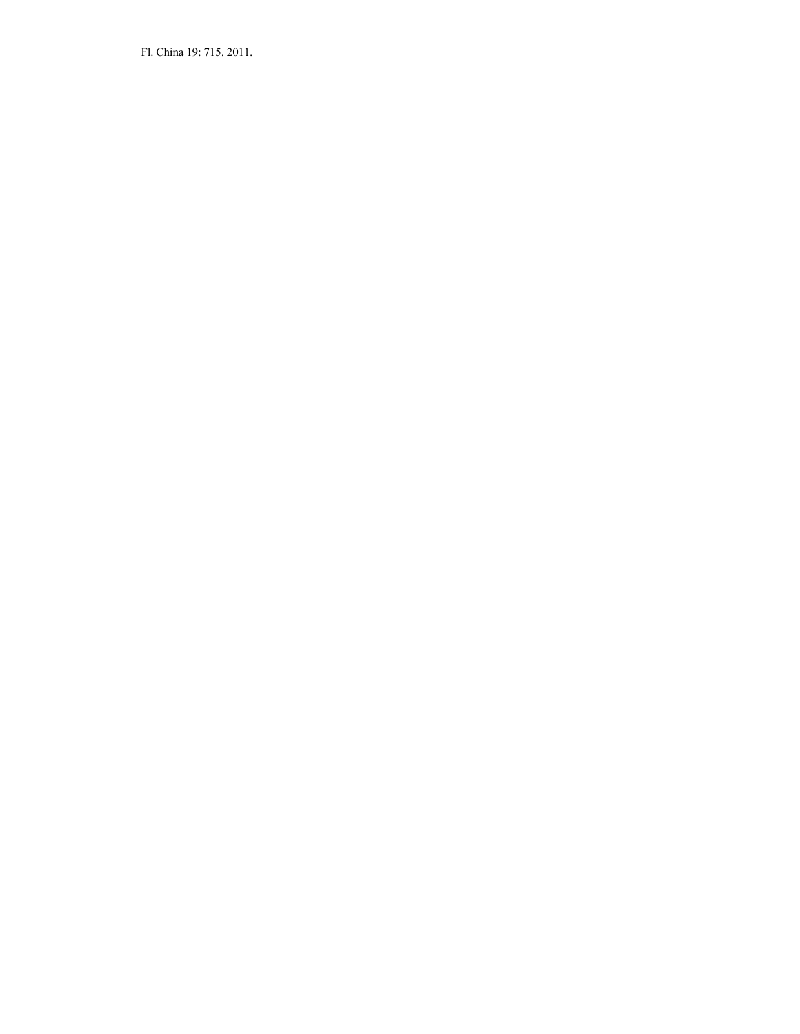Fl. China 19: 715. 2011.